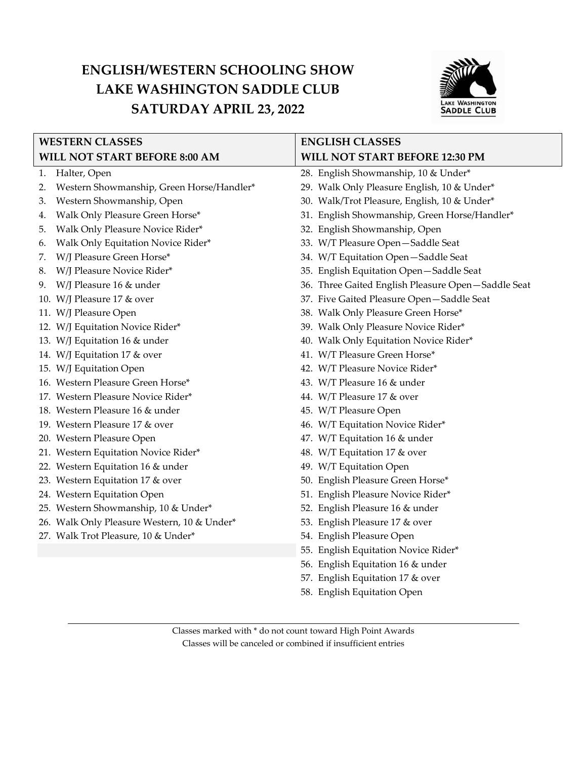# ENGLISH/WESTERN SCHOOLING SHOW
# LAKE WASHINGTON SADDLE CLUB
# SATURDAY APRIL 23, 2022

## WESTERN CLASSES
**WILL NOT START BEFORE 8:00 AM**

1. Halter, Open
2. Western Showmanship, Green Horse/Handler*
3. Western Showmanship, Open
4. Walk Only Pleasure Green Horse*
5. Walk Only Pleasure Novice Rider*
6. Walk Only Equitation Novice Rider*
7. W/J Pleasure Green Horse*
8. W/J Pleasure Novice Rider*
9. W/J Pleasure 16 & under
10. W/J Pleasure 17 & over
11. W/J Pleasure Open
12. W/J Equitation Novice Rider*
13. W/J Equitation 16 & under
14. W/J Equitation 17 & over
15. W/J Equitation Open
16. Western Pleasure Green Horse*
17. Western Pleasure Novice Rider*
18. Western Pleasure 16 & under
19. Western Pleasure 17 & over
20. Western Pleasure Open
21. Western Equitation Novice Rider*
22. Western Equitation 16 & under
23. Western Equitation 17 & over
24. Western Equitation Open
25. Western Showmanship, 10 & Under*
26. Walk Only Pleasure Western, 10 & Under*
27. Walk Trot Pleasure, 10 & Under*

## ENGLISH CLASSES
**WILL NOT START BEFORE 12:30 PM**

28. English Showmanship, 10 & Under*
29. Walk Only Pleasure English, 10 & Under*
30. Walk/Trot Pleasure, English, 10 & Under*
31. English Showmanship, Green Horse/Handler*
32. English Showmanship, Open
33. W/T Pleasure Open—Saddle Seat
34. W/T Equitation Open—Saddle Seat
35. English Equitation Open—Saddle Seat
36. Three Gaited English Pleasure Open—Saddle Seat
37. Five Gaited Pleasure Open—Saddle Seat
38. Walk Only Pleasure Green Horse*
39. Walk Only Pleasure Novice Rider*
40. Walk Only Equitation Novice Rider*
41. W/T Pleasure Green Horse*
42. W/T Pleasure Novice Rider*
43. W/T Pleasure 16 & under
44. W/T Pleasure 17 & over
45. W/T Pleasure Open
46. W/T Equitation Novice Rider*
47. W/T Equitation 16 & under
48. W/T Equitation 17 & over
49. W/T Equitation Open
50. English Pleasure Green Horse*
51. English Pleasure Novice Rider*
52. English Pleasure 16 & under
53. English Pleasure 17 & over
54. English Pleasure Open
55. English Equitation Novice Rider*
56. English Equitation 16 & under
57. English Equitation 17 & over
58. English Equitation Open

---

Classes marked with * do not count toward High Point Awards

Classes will be canceled or combined if insufficient entries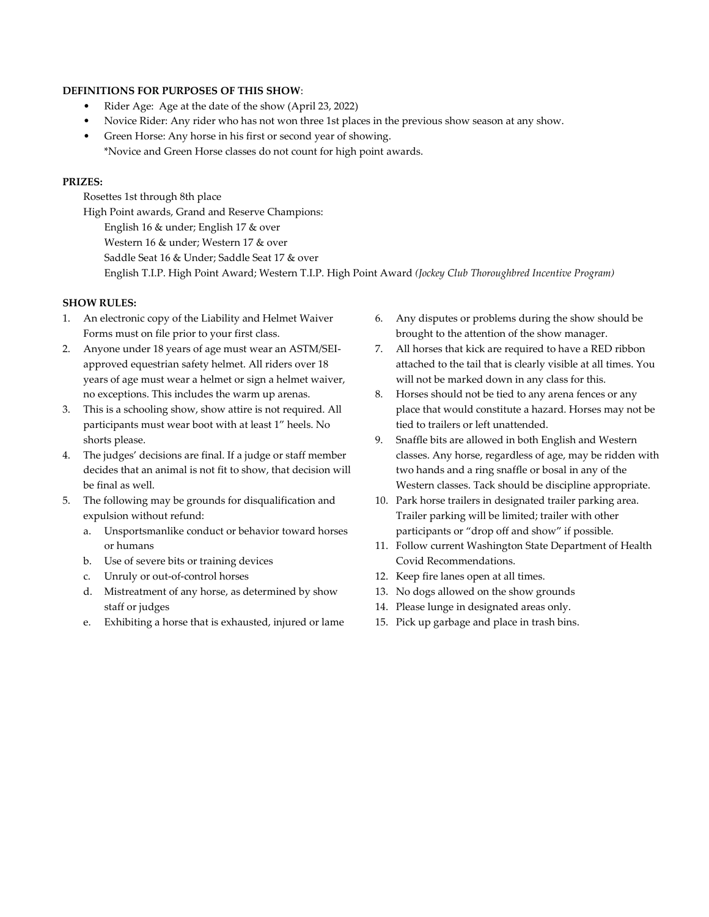**DEFINITIONS FOR PURPOSES OF THIS SHOW**:

- Rider Age: Age at the date of the show (April 23, 2022)
- Novice Rider: Any rider who has not won three 1st places in the previous show season at any show.
- Green Horse: Any horse in his first or second year of showing.
  *Novice and Green Horse classes do not count for high point awards.

**PRIZES:**

Rosettes 1st through 8th place

High Point awards, Grand and Reserve Champions:

English 16 & under; English 17 & over

Western 16 & under; Western 17 & over

Saddle Seat 16 & Under; Saddle Seat 17 & over

English T.I.P. High Point Award; Western T.I.P. High Point Award *(Jockey Club Thoroughbred Incentive Program)*

**SHOW RULES:**

1. An electronic copy of the Liability and Helmet Waiver Forms must on file prior to your first class.
2. Anyone under 18 years of age must wear an ASTM/SEI-approved equestrian safety helmet. All riders over 18 years of age must wear a helmet or sign a helmet waiver, no exceptions. This includes the warm up arenas.
3. This is a schooling show, show attire is not required. All participants must wear boot with at least 1" heels. No shorts please.
4. The judges' decisions are final. If a judge or staff member decides that an animal is not fit to show, that decision will be final as well.
5. The following may be grounds for disqualification and expulsion without refund:
   a. Unsportsmanlike conduct or behavior toward horses or humans
   b. Use of severe bits or training devices
   c. Unruly or out-of-control horses
   d. Mistreatment of any horse, as determined by show staff or judges
   e. Exhibiting a horse that is exhausted, injured or lame
6. Any disputes or problems during the show should be brought to the attention of the show manager.
7. All horses that kick are required to have a RED ribbon attached to the tail that is clearly visible at all times. You will not be marked down in any class for this.
8. Horses should not be tied to any arena fences or any place that would constitute a hazard. Horses may not be tied to trailers or left unattended.
9. Snaffle bits are allowed in both English and Western classes. Any horse, regardless of age, may be ridden with two hands and a ring snaffle or bosal in any of the Western classes. Tack should be discipline appropriate.
10. Park horse trailers in designated trailer parking area. Trailer parking will be limited; trailer with other participants or "drop off and show" if possible.
11. Follow current Washington State Department of Health Covid Recommendations.
12. Keep fire lanes open at all times.
13. No dogs allowed on the show grounds
14. Please lunge in designated areas only.
15. Pick up garbage and place in trash bins.